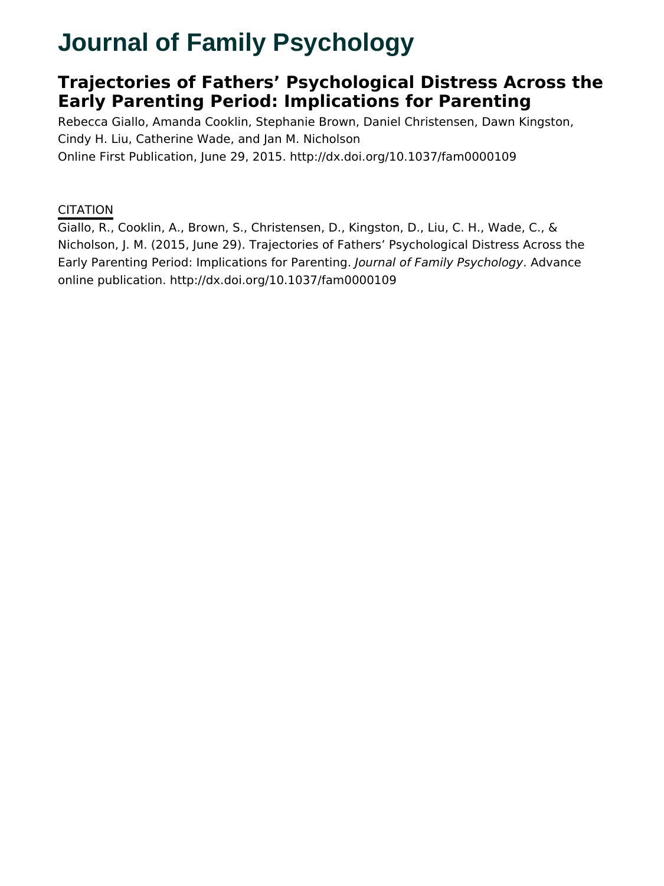# Journal of Family Psychology

## Trajectories of Fathers' Psychological Distress Across the Early Parenting Period: Implications for Parenting

Rebecca Giallo, Amanda Cooklin, Stephanie Brown, Daniel Christensen, Dawn Kingston, Cindy H. Liu, Catherine Wade, and Jan M. Nicholson

Online First Publication, June 29, 2015. http://dx.doi.org/10.1037/fam0000109

CITATION

Giallo, R., Cooklin, A., Brown, S., Christensen, D., Kingston, D., Liu, C. H., Wade, C., & Nicholson, J. M. (2015, June 29). Trajectories of Fathers' Psychological Distress Across the Early Parenting Period: Implications for Parenting. *Journal of Family Psychology*. Advance online publication. http://dx.doi.org/10.1037/fam0000109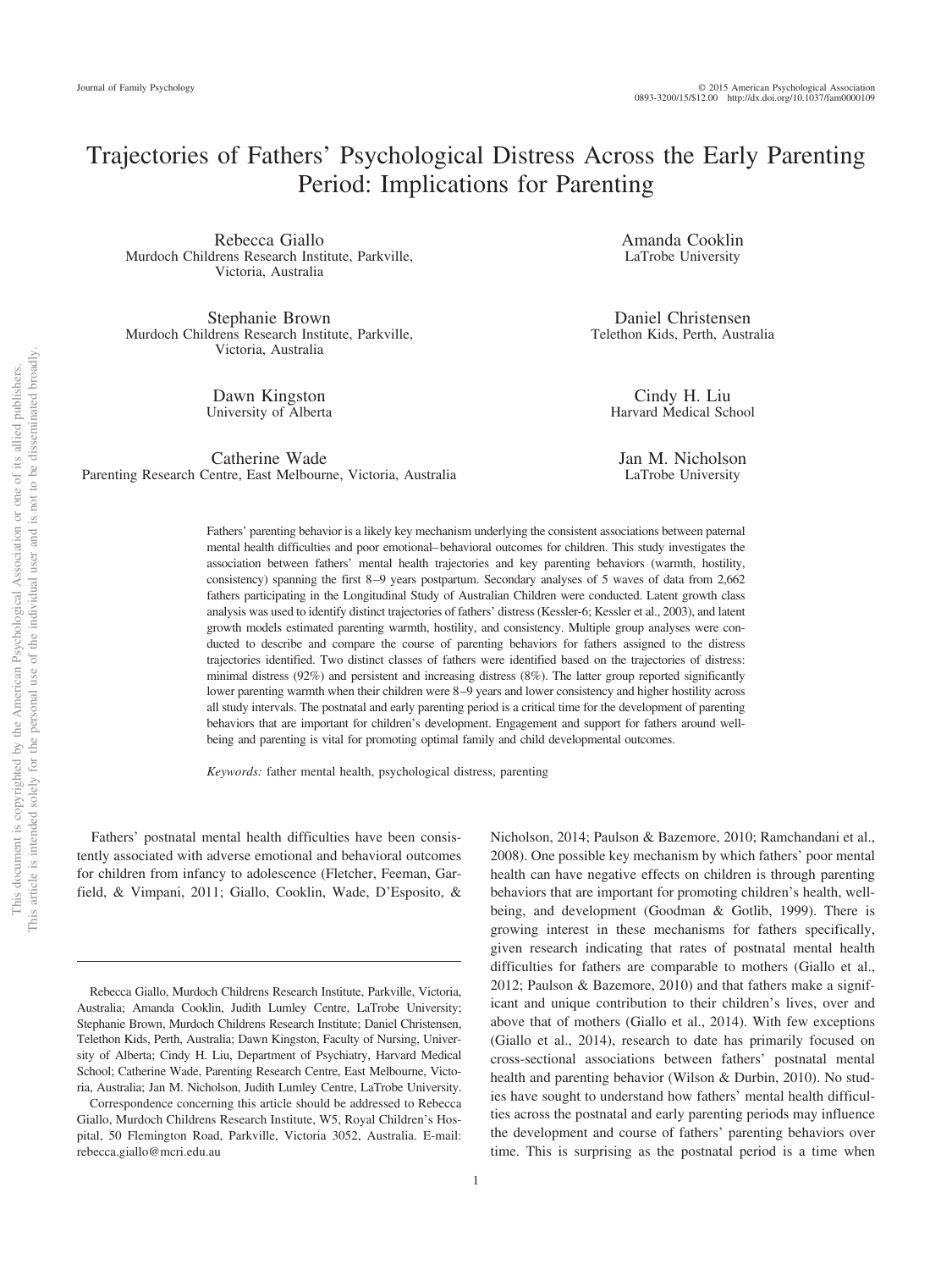# Trajectories of Fathers' Psychological Distress Across the Early Parenting Period: Implications for Parenting

Rebecca Giallo
Murdoch Childrens Research Institute, Parkville, Victoria, Australia

Amanda Cooklin
LaTrobe University

Stephanie Brown
Murdoch Childrens Research Institute, Parkville, Victoria, Australia

Daniel Christensen
Telethon Kids, Perth, Australia

Dawn Kingston
University of Alberta

Cindy H. Liu
Harvard Medical School

Catherine Wade
Parenting Research Centre, East Melbourne, Victoria, Australia

Jan M. Nicholson
LaTrobe University

Fathers' parenting behavior is a likely key mechanism underlying the consistent associations between paternal mental health difficulties and poor emotional–behavioral outcomes for children. This study investigates the association between fathers' mental health trajectories and key parenting behaviors (warmth, hostility, consistency) spanning the first 8–9 years postpartum. Secondary analyses of 5 waves of data from 2,662 fathers participating in the Longitudinal Study of Australian Children were conducted. Latent growth class analysis was used to identify distinct trajectories of fathers' distress (Kessler-6; Kessler et al., 2003), and latent growth models estimated parenting warmth, hostility, and consistency. Multiple group analyses were conducted to describe and compare the course of parenting behaviors for fathers assigned to the distress trajectories identified. Two distinct classes of fathers were identified based on the trajectories of distress: minimal distress (92%) and persistent and increasing distress (8%). The latter group reported significantly lower parenting warmth when their children were 8–9 years and lower consistency and higher hostility across all study intervals. The postnatal and early parenting period is a critical time for the development of parenting behaviors that are important for children's development. Engagement and support for fathers around well-being and parenting is vital for promoting optimal family and child developmental outcomes.

*Keywords:* father mental health, psychological distress, parenting

Fathers' postnatal mental health difficulties have been consistently associated with adverse emotional and behavioral outcomes for children from infancy to adolescence (Fletcher, Feeman, Garfield, & Vimpani, 2011; Giallo, Cooklin, Wade, D'Esposito, & Nicholson, 2014; Paulson & Bazemore, 2010; Ramchandani et al., 2008). One possible key mechanism by which fathers' poor mental health can have negative effects on children is through parenting behaviors that are important for promoting children's health, well-being, and development (Goodman & Gotlib, 1999). There is growing interest in these mechanisms for fathers specifically, given research indicating that rates of postnatal mental health difficulties for fathers are comparable to mothers (Giallo et al., 2012; Paulson & Bazemore, 2010) and that fathers make a significant and unique contribution to their children's lives, over and above that of mothers (Giallo et al., 2014). With few exceptions (Giallo et al., 2014), research to date has primarily focused on cross-sectional associations between fathers' postnatal mental health and parenting behavior (Wilson & Durbin, 2010). No studies have sought to understand how fathers' mental health difficulties across the postnatal and early parenting periods may influence the development and course of fathers' parenting behaviors over time. This is surprising as the postnatal period is a time when

---

Rebecca Giallo, Murdoch Childrens Research Institute, Parkville, Victoria, Australia; Amanda Cooklin, Judith Lumley Centre, LaTrobe University; Stephanie Brown, Murdoch Childrens Research Institute; Daniel Christensen, Telethon Kids, Perth, Australia; Dawn Kingston, Faculty of Nursing, University of Alberta; Cindy H. Liu, Department of Psychiatry, Harvard Medical School; Catherine Wade, Parenting Research Centre, East Melbourne, Victoria, Australia; Jan M. Nicholson, Judith Lumley Centre, LaTrobe University.

Correspondence concerning this article should be addressed to Rebecca Giallo, Murdoch Childrens Research Institute, W5, Royal Children's Hospital, 50 Flemington Road, Parkville, Victoria 3052, Australia. E-mail: rebecca.giallo@mcri.edu.au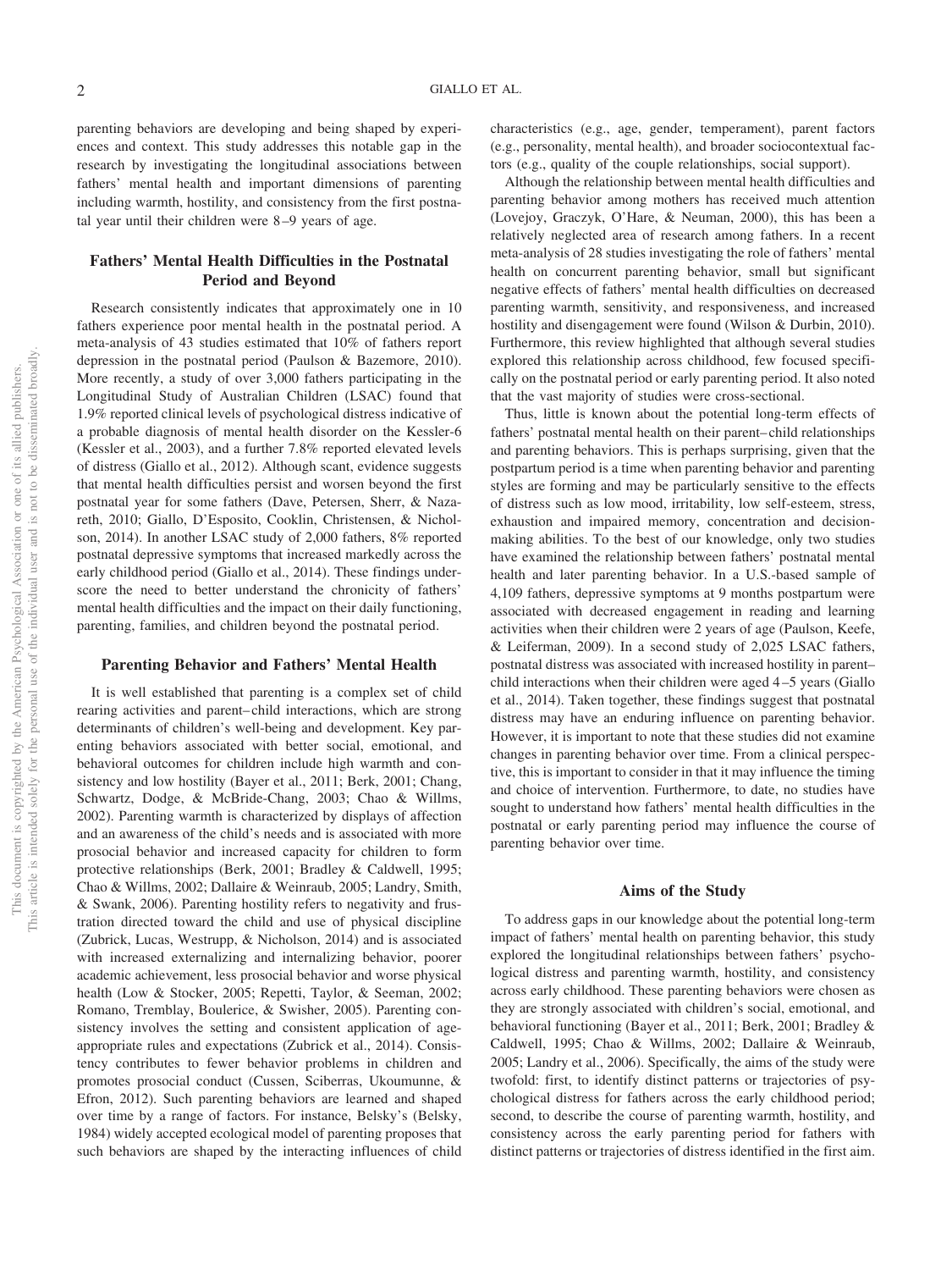parenting behaviors are developing and being shaped by experiences and context. This study addresses this notable gap in the research by investigating the longitudinal associations between fathers' mental health and important dimensions of parenting including warmth, hostility, and consistency from the first postnatal year until their children were 8–9 years of age.

## Fathers' Mental Health Difficulties in the Postnatal Period and Beyond

Research consistently indicates that approximately one in 10 fathers experience poor mental health in the postnatal period. A meta-analysis of 43 studies estimated that 10% of fathers report depression in the postnatal period (Paulson & Bazemore, 2010). More recently, a study of over 3,000 fathers participating in the Longitudinal Study of Australian Children (LSAC) found that 1.9% reported clinical levels of psychological distress indicative of a probable diagnosis of mental health disorder on the Kessler-6 (Kessler et al., 2003), and a further 7.8% reported elevated levels of distress (Giallo et al., 2012). Although scant, evidence suggests that mental health difficulties persist and worsen beyond the first postnatal year for some fathers (Dave, Petersen, Sherr, & Nazareth, 2010; Giallo, D'Esposito, Cooklin, Christensen, & Nicholson, 2014). In another LSAC study of 2,000 fathers, 8% reported postnatal depressive symptoms that increased markedly across the early childhood period (Giallo et al., 2014). These findings underscore the need to better understand the chronicity of fathers' mental health difficulties and the impact on their daily functioning, parenting, families, and children beyond the postnatal period.

## Parenting Behavior and Fathers' Mental Health

It is well established that parenting is a complex set of child rearing activities and parent–child interactions, which are strong determinants of children's well-being and development. Key parenting behaviors associated with better social, emotional, and behavioral outcomes for children include high warmth and consistency and low hostility (Bayer et al., 2011; Berk, 2001; Chang, Schwartz, Dodge, & McBride-Chang, 2003; Chao & Willms, 2002). Parenting warmth is characterized by displays of affection and an awareness of the child's needs and is associated with more prosocial behavior and increased capacity for children to form protective relationships (Berk, 2001; Bradley & Caldwell, 1995; Chao & Willms, 2002; Dallaire & Weinraub, 2005; Landry, Smith, & Swank, 2006). Parenting hostility refers to negativity and frustration directed toward the child and use of physical discipline (Zubrick, Lucas, Westrupp, & Nicholson, 2014) and is associated with increased externalizing and internalizing behavior, poorer academic achievement, less prosocial behavior and worse physical health (Low & Stocker, 2005; Repetti, Taylor, & Seeman, 2002; Romano, Tremblay, Boulerice, & Swisher, 2005). Parenting consistency involves the setting and consistent application of age-appropriate rules and expectations (Zubrick et al., 2014). Consistency contributes to fewer behavior problems in children and promotes prosocial conduct (Cussen, Sciberras, Ukoumunne, & Efron, 2012). Such parenting behaviors are learned and shaped over time by a range of factors. For instance, Belsky's (Belsky, 1984) widely accepted ecological model of parenting proposes that such behaviors are shaped by the interacting influences of child characteristics (e.g., age, gender, temperament), parent factors (e.g., personality, mental health), and broader sociocontextual factors (e.g., quality of the couple relationships, social support).

Although the relationship between mental health difficulties and parenting behavior among mothers has received much attention (Lovejoy, Graczyk, O'Hare, & Neuman, 2000), this has been a relatively neglected area of research among fathers. In a recent meta-analysis of 28 studies investigating the role of fathers' mental health on concurrent parenting behavior, small but significant negative effects of fathers' mental health difficulties on decreased parenting warmth, sensitivity, and responsiveness, and increased hostility and disengagement were found (Wilson & Durbin, 2010). Furthermore, this review highlighted that although several studies explored this relationship across childhood, few focused specifically on the postnatal period or early parenting period. It also noted that the vast majority of studies were cross-sectional.

Thus, little is known about the potential long-term effects of fathers' postnatal mental health on their parent–child relationships and parenting behaviors. This is perhaps surprising, given that the postpartum period is a time when parenting behavior and parenting styles are forming and may be particularly sensitive to the effects of distress such as low mood, irritability, low self-esteem, stress, exhaustion and impaired memory, concentration and decision-making abilities. To the best of our knowledge, only two studies have examined the relationship between fathers' postnatal mental health and later parenting behavior. In a U.S.-based sample of 4,109 fathers, depressive symptoms at 9 months postpartum were associated with decreased engagement in reading and learning activities when their children were 2 years of age (Paulson, Keefe, & Leiferman, 2009). In a second study of 2,025 LSAC fathers, postnatal distress was associated with increased hostility in parent–child interactions when their children were aged 4–5 years (Giallo et al., 2014). Taken together, these findings suggest that postnatal distress may have an enduring influence on parenting behavior. However, it is important to note that these studies did not examine changes in parenting behavior over time. From a clinical perspective, this is important to consider in that it may influence the timing and choice of intervention. Furthermore, to date, no studies have sought to understand how fathers' mental health difficulties in the postnatal or early parenting period may influence the course of parenting behavior over time.

## Aims of the Study

To address gaps in our knowledge about the potential long-term impact of fathers' mental health on parenting behavior, this study explored the longitudinal relationships between fathers' psychological distress and parenting warmth, hostility, and consistency across early childhood. These parenting behaviors were chosen as they are strongly associated with children's social, emotional, and behavioral functioning (Bayer et al., 2011; Berk, 2001; Bradley & Caldwell, 1995; Chao & Willms, 2002; Dallaire & Weinraub, 2005; Landry et al., 2006). Specifically, the aims of the study were twofold: first, to identify distinct patterns or trajectories of psychological distress for fathers across the early childhood period; second, to describe the course of parenting warmth, hostility, and consistency across the early parenting period for fathers with distinct patterns or trajectories of distress identified in the first aim.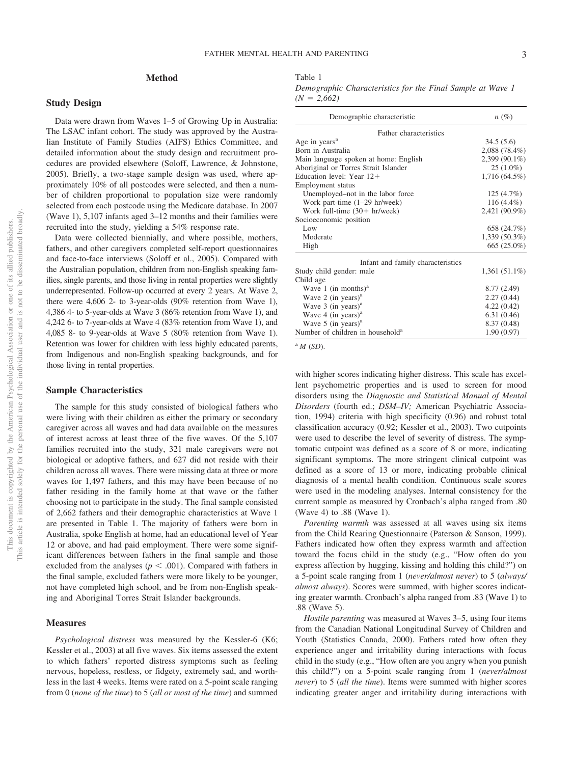## Method

### Study Design

Data were drawn from Waves 1–5 of Growing Up in Australia: The LSAC infant cohort. The study was approved by the Australian Institute of Family Studies (AIFS) Ethics Committee, and detailed information about the study design and recruitment procedures are provided elsewhere (Soloff, Lawrence, & Johnstone, 2005). Briefly, a two-stage sample design was used, where approximately 10% of all postcodes were selected, and then a number of children proportional to population size were randomly selected from each postcode using the Medicare database. In 2007 (Wave 1), 5,107 infants aged 3–12 months and their families were recruited into the study, yielding a 54% response rate.

Data were collected biennially, and where possible, mothers, fathers, and other caregivers completed self-report questionnaires and face-to-face interviews (Soloff et al., 2005). Compared with the Australian population, children from non-English speaking families, single parents, and those living in rental properties were slightly underrepresented. Follow-up occurred at every 2 years. At Wave 2, there were 4,606 2- to 3-year-olds (90% retention from Wave 1), 4,386 4- to 5-year-olds at Wave 3 (86% retention from Wave 1), and 4,242 6- to 7-year-olds at Wave 4 (83% retention from Wave 1), and 4,085 8- to 9-year-olds at Wave 5 (80% retention from Wave 1). Retention was lower for children with less highly educated parents, from Indigenous and non-English speaking backgrounds, and for those living in rental properties.

### Sample Characteristics

The sample for this study consisted of biological fathers who were living with their children as either the primary or secondary caregiver across all waves and had data available on the measures of interest across at least three of the five waves. Of the 5,107 families recruited into the study, 321 male caregivers were not biological or adoptive fathers, and 627 did not reside with their children across all waves. There were missing data at three or more waves for 1,497 fathers, and this may have been because of no father residing in the family home at that wave or the father choosing not to participate in the study. The final sample consisted of 2,662 fathers and their demographic characteristics at Wave 1 are presented in Table 1. The majority of fathers were born in Australia, spoke English at home, had an educational level of Year 12 or above, and had paid employment. There were some significant differences between fathers in the final sample and those excluded from the analyses ($p < .001$). Compared with fathers in the final sample, excluded fathers were more likely to be younger, not have completed high school, and be from non-English speaking and Aboriginal Torres Strait Islander backgrounds.

Table 1
*Demographic Characteristics for the Final Sample at Wave 1 ($N = 2{,}662$)*

| Demographic characteristic | *n* (%) |
|---|---|
| Father characteristics | |
| Age in years[a] | 34.5 (5.6) |
| Born in Australia | 2,088 (78.4%) |
| Main language spoken at home: English | 2,399 (90.1%) |
| Aboriginal or Torres Strait Islander | 25 (1.0%) |
| Education level: Year 12+ | 1,716 (64.5%) |
| Employment status | |
| Unemployed–not in the labor force | 125 (4.7%) |
| Work part-time (1–29 hr/week) | 116 (4.4%) |
| Work full-time (30+ hr/week) | 2,421 (90.9%) |
| Socioeconomic position | |
| Low | 658 (24.7%) |
| Moderate | 1,339 (50.3%) |
| High | 665 (25.0%) |
| Infant and family characteristics | |
| Study child gender: male | 1,361 (51.1%) |
| Child age | |
| Wave 1 (in months)[a] | 8.77 (2.49) |
| Wave 2 (in years)[a] | 2.27 (0.44) |
| Wave 3 (in years)[a] | 4.22 (0.42) |
| Wave 4 (in years)[a] | 6.31 (0.46) |
| Wave 5 (in years)[a] | 8.37 (0.48) |
| Number of children in household[a] | 1.90 (0.97) |

[a] *M* (*SD*).

### Measures

*Psychological distress* was measured by the Kessler-6 (K6; Kessler et al., 2003) at all five waves. Six items assessed the extent to which fathers' reported distress symptoms such as feeling nervous, hopeless, restless, or fidgety, extremely sad, and worthless in the last 4 weeks. Items were rated on a 5-point scale ranging from 0 (*none of the time*) to 5 (*all or most of the time*) and summed with higher scores indicating higher distress. This scale has excellent psychometric properties and is used to screen for mood disorders using the *Diagnostic and Statistical Manual of Mental Disorders* (fourth ed.; *DSM–IV;* American Psychiatric Association, 1994) criteria with high specificity (0.96) and robust total classification accuracy (0.92; Kessler et al., 2003). Two cutpoints were used to describe the level of severity of distress. The symptomatic cutpoint was defined as a score of 8 or more, indicating significant symptoms. The more stringent clinical cutpoint was defined as a score of 13 or more, indicating probable clinical diagnosis of a mental health condition. Continuous scale scores were used in the modeling analyses. Internal consistency for the current sample as measured by Cronbach's alpha ranged from .80 (Wave 4) to .88 (Wave 1).

*Parenting warmth* was assessed at all waves using six items from the Child Rearing Questionnaire (Paterson & Sanson, 1999). Fathers indicated how often they express warmth and affection toward the focus child in the study (e.g., "How often do you express affection by hugging, kissing and holding this child?") on a 5-point scale ranging from 1 (*never/almost never*) to 5 (*always/almost always*). Scores were summed, with higher scores indicating greater warmth. Cronbach's alpha ranged from .83 (Wave 1) to .88 (Wave 5).

*Hostile parenting* was measured at Waves 3–5, using four items from the Canadian National Longitudinal Survey of Children and Youth (Statistics Canada, 2000). Fathers rated how often they experience anger and irritability during interactions with focus child in the study (e.g., "How often are you angry when you punish this child?") on a 5-point scale ranging from 1 (*never/almost never*) to 5 (*all the time*). Items were summed with higher scores indicating greater anger and irritability during interactions with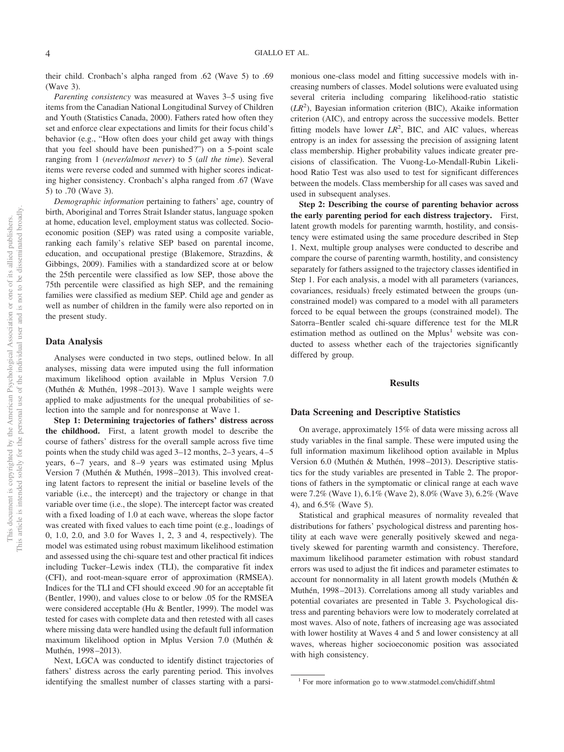their child. Cronbach's alpha ranged from .62 (Wave 5) to .69 (Wave 3).

*Parenting consistency* was measured at Waves 3–5 using five items from the Canadian National Longitudinal Survey of Children and Youth (Statistics Canada, 2000). Fathers rated how often they set and enforce clear expectations and limits for their focus child's behavior (e.g., "How often does your child get away with things that you feel should have been punished?") on a 5-point scale ranging from 1 (*never/almost never*) to 5 (*all the time*). Several items were reverse coded and summed with higher scores indicating higher consistency. Cronbach's alpha ranged from .67 (Wave 5) to .70 (Wave 3).

*Demographic information* pertaining to fathers' age, country of birth, Aboriginal and Torres Strait Islander status, language spoken at home, education level, employment status was collected. Socioeconomic position (SEP) was rated using a composite variable, ranking each family's relative SEP based on parental income, education, and occupational prestige (Blakemore, Strazdins, & Gibbings, 2009). Families with a standardized score at or below the 25th percentile were classified as low SEP, those above the 75th percentile were classified as high SEP, and the remaining families were classified as medium SEP. Child age and gender as well as number of children in the family were also reported on in the present study.

## Data Analysis

Analyses were conducted in two steps, outlined below. In all analyses, missing data were imputed using the full information maximum likelihood option available in Mplus Version 7.0 (Muthén & Muthén, 1998–2013). Wave 1 sample weights were applied to make adjustments for the unequal probabilities of selection into the sample and for nonresponse at Wave 1.

**Step 1: Determining trajectories of fathers' distress across the childhood.** First, a latent growth model to describe the course of fathers' distress for the overall sample across five time points when the study child was aged 3–12 months, 2–3 years, 4–5 years, 6–7 years, and 8–9 years was estimated using Mplus Version 7 (Muthén & Muthén, 1998–2013). This involved creating latent factors to represent the initial or baseline levels of the variable (i.e., the intercept) and the trajectory or change in that variable over time (i.e., the slope). The intercept factor was created with a fixed loading of 1.0 at each wave, whereas the slope factor was created with fixed values to each time point (e.g., loadings of 0, 1.0, 2.0, and 3.0 for Waves 1, 2, 3 and 4, respectively). The model was estimated using robust maximum likelihood estimation and assessed using the chi-square test and other practical fit indices including Tucker–Lewis index (TLI), the comparative fit index (CFI), and root-mean-square error of approximation (RMSEA). Indices for the TLI and CFI should exceed .90 for an acceptable fit (Bentler, 1990), and values close to or below .05 for the RMSEA were considered acceptable (Hu & Bentler, 1999). The model was tested for cases with complete data and then retested with all cases where missing data were handled using the default full information maximum likelihood option in Mplus Version 7.0 (Muthén & Muthén, 1998–2013).

Next, LGCA was conducted to identify distinct trajectories of fathers' distress across the early parenting period. This involves identifying the smallest number of classes starting with a parsimonious one-class model and fitting successive models with increasing numbers of classes. Model solutions were evaluated using several criteria including comparing likelihood-ratio statistic ($LR^2$), Bayesian information criterion (BIC), Akaike information criterion (AIC), and entropy across the successive models. Better fitting models have lower $LR^2$, BIC, and AIC values, whereas entropy is an index for assessing the precision of assigning latent class membership. Higher probability values indicate greater precisions of classification. The Vuong-Lo-Mendall-Rubin Likelihood Ratio Test was also used to test for significant differences between the models. Class membership for all cases was saved and used in subsequent analyses.

**Step 2: Describing the course of parenting behavior across the early parenting period for each distress trajectory.** First, latent growth models for parenting warmth, hostility, and consistency were estimated using the same procedure described in Step 1. Next, multiple group analyses were conducted to describe and compare the course of parenting warmth, hostility, and consistency separately for fathers assigned to the trajectory classes identified in Step 1. For each analysis, a model with all parameters (variances, covariances, residuals) freely estimated between the groups (unconstrained model) was compared to a model with all parameters forced to be equal between the groups (constrained model). The Satorra–Bentler scaled chi-square difference test for the MLR estimation method as outlined on the Mplus[1] website was conducted to assess whether each of the trajectories significantly differed by group.

# Results

## Data Screening and Descriptive Statistics

On average, approximately 15% of data were missing across all study variables in the final sample. These were imputed using the full information maximum likelihood option available in Mplus Version 6.0 (Muthén & Muthén, 1998–2013). Descriptive statistics for the study variables are presented in Table 2. The proportions of fathers in the symptomatic or clinical range at each wave were 7.2% (Wave 1), 6.1% (Wave 2), 8.0% (Wave 3), 6.2% (Wave 4), and 6.5% (Wave 5).

Statistical and graphical measures of normality revealed that distributions for fathers' psychological distress and parenting hostility at each wave were generally positively skewed and negatively skewed for parenting warmth and consistency. Therefore, maximum likelihood parameter estimation with robust standard errors was used to adjust the fit indices and parameter estimates to account for nonnormality in all latent growth models (Muthén & Muthén, 1998–2013). Correlations among all study variables and potential covariates are presented in Table 3. Psychological distress and parenting behaviors were low to moderately correlated at most waves. Also of note, fathers of increasing age was associated with lower hostility at Waves 4 and 5 and lower consistency at all waves, whereas higher socioeconomic position was associated with high consistency.

[1] For more information go to www.statmodel.com/chidiff.shtml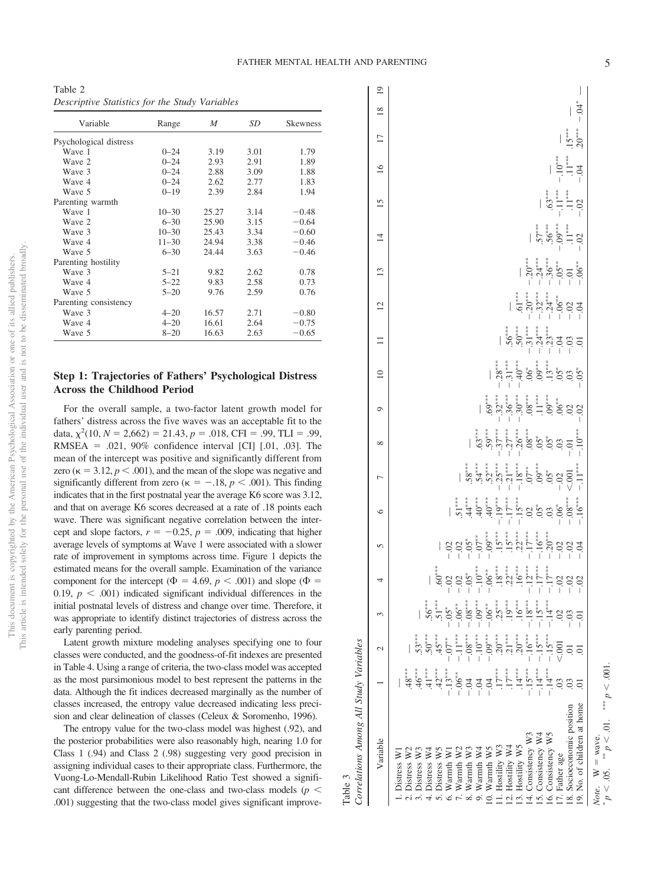Table 2
*Descriptive Statistics for the Study Variables*

| Variable | Range | *M* | *SD* | Skewness |
|---|---|---|---|---|
| Psychological distress | | | | |
| Wave 1 | 0–24 | 3.19 | 3.01 | 1.79 |
| Wave 2 | 0–24 | 2.93 | 2.91 | 1.89 |
| Wave 3 | 0–24 | 2.88 | 3.09 | 1.88 |
| Wave 4 | 0–24 | 2.62 | 2.77 | 1.83 |
| Wave 5 | 0–19 | 2.39 | 2.84 | 1.94 |
| Parenting warmth | | | | |
| Wave 1 | 10–30 | 25.27 | 3.14 | −0.48 |
| Wave 2 | 6–30 | 25.90 | 3.15 | −0.64 |
| Wave 3 | 10–30 | 25.43 | 3.34 | −0.60 |
| Wave 4 | 11–30 | 24.94 | 3.38 | −0.46 |
| Wave 5 | 6–30 | 24.44 | 3.63 | −0.46 |
| Parenting hostility | | | | |
| Wave 3 | 5–21 | 9.82 | 2.62 | 0.78 |
| Wave 4 | 5–22 | 9.83 | 2.58 | 0.73 |
| Wave 5 | 5–20 | 9.76 | 2.59 | 0.76 |
| Parenting consistency | | | | |
| Wave 3 | 4–20 | 16.57 | 2.71 | −0.80 |
| Wave 4 | 4–20 | 16.61 | 2.64 | −0.75 |
| Wave 5 | 8–20 | 16.63 | 2.63 | −0.65 |

## Step 1: Trajectories of Fathers' Psychological Distress Across the Childhood Period

For the overall sample, a two-factor latent growth model for fathers' distress across the five waves was an acceptable fit to the data, $\chi^2(10, N = 2{,}662) = 21.43$, $p = .018$, CFI = .99, TLI = .99, RMSEA = .021, 90% confidence interval [CI] [.01, .03]. The mean of the intercept was positive and significantly different from zero ($\kappa = 3.12$, $p < .001$), and the mean of the slope was negative and significantly different from zero ($\kappa = -.18$, $p < .001$). This finding indicates that in the first postnatal year the average K6 score was 3.12, and that on average K6 scores decreased at a rate of .18 points each wave. There was significant negative correlation between the intercept and slope factors, $r = -0.25$, $p = .009$, indicating that higher average levels of symptoms at Wave 1 were associated with a slower rate of improvement in symptoms across time. Figure 1 depicts the estimated means for the overall sample. Examination of the variance component for the intercept ($\Phi = 4.69$, $p < .001$) and slope ($\Phi = 0.19$, $p < .001$) indicated significant individual differences in the initial postnatal levels of distress and change over time. Therefore, it was appropriate to identify distinct trajectories of distress across the early parenting period.

Latent growth mixture modeling analyses specifying one to four classes were conducted, and the goodness-of-fit indexes are presented in Table 4. Using a range of criteria, the two-class model was accepted as the most parsimonious model to best represent the patterns in the data. Although the fit indices decreased marginally as the number of classes increased, the entropy value decreased indicating less precision and clear delineation of classes (Celeux & Soromenho, 1996).

The entropy value for the two-class model was highest (.92), and the posterior probabilities were also reasonably high, nearing 1.0 for Class 1 (.94) and Class 2 (.98) suggesting very good precision in assigning individual cases to their appropriate class. Furthermore, the Vuong-Lo-Mendall-Rubin Likelihood Ratio Test showed a significant difference between the one-class and two-class models ($p < .001$) suggesting that the two-class model gives significant improve-

Table 3
*Correlations Among All Study Variables*

| Variable | 1 | 2 | 3 | 4 | 5 | 6 | 7 | 8 | 9 | 10 | 11 | 12 | 13 | 14 | 15 | 16 | 17 | 18 | 19 |
|---|---|---|---|---|---|---|---|---|---|---|---|---|---|---|---|---|---|---|---|
| 1. Distress W1 | — | | | | | | | | | | | | | | | | | | |
| 2. Distress W2 | .48*** | — | | | | | | | | | | | | | | | | | |
| 3. Distress W3 | .46*** | .53*** | — | | | | | | | | | | | | | | | | |
| 4. Distress W4 | .41*** | .50*** | .56*** | — | | | | | | | | | | | | | | | |
| 5. Distress W5 | .42*** | .45*** | .51*** | .60*** | — | | | | | | | | | | | | | | |
| 6. Warmth W1 | −.13*** | −.07*** | −.05* | −.02 | −.02 | — | | | | | | | | | | | | | |
| 7. Warmth W2 | −.06** | −.11*** | −.06** | −.02 | −.02 | .51*** | — | | | | | | | | | | | | |
| 8. Warmth W3 | −.04 | −.08*** | −.08*** | −.05* | −.05* | .44*** | .58*** | — | | | | | | | | | | | |
| 9. Warmth W4 | −.04 | −.10*** | −.09*** | −.10*** | −.07** | .40*** | .54*** | .63*** | — | | | | | | | | | | |
| 10. Warmth W5 | −.04 | −.09*** | −.06** | −.06** | −.09*** | .40*** | .52*** | .59*** | .69*** | — | | | | | | | | | |
| 11. Hostility W3 | .17*** | .20*** | .25*** | .18*** | .15*** | −.19*** | −.25*** | −.37*** | −.32*** | −.28*** | — | | | | | | | | |
| 12. Hostility W4 | .17*** | .21*** | .19*** | .22*** | .15*** | −.17*** | −.21*** | −.27*** | −.36*** | −.31*** | .56*** | — | | | | | | | |
| 13. Hostility W5 | .14*** | .20*** | .16*** | .16*** | .22*** | −.15*** | −.18*** | −.26*** | −.30*** | −.40*** | .50*** | .61*** | — | | | | | | |
| 14. Consistency W3 | −.15*** | −.16*** | −.18*** | −.12*** | −.17*** | .02 | .07** | .08** | .08*** | .06* | −.31*** | −.20*** | −.20*** | — | | | | | |
| 15. Consistency W4 | −.14*** | −.15*** | −.15*** | −.17*** | −.16*** | .05* | .09*** | .05* | .11*** | .09*** | −.24*** | −.32*** | −.24*** | .57*** | — | | | | |
| 16. Consistency W5 | −.14*** | −.15*** | −.14*** | −.17*** | −.20*** | .03 | .05* | .05* | .09*** | .13*** | −.23*** | −.24*** | −.36*** | .56*** | .63*** | — | | | |
| 17. Father age | .03 | <.001 | .02 | −.02 | −.02 | −.06* | −.02 | .03 | .06** | .05* | −.04 | −.06** | −.05** | −.09*** | −.11*** | −.10*** | — | | |
| 18. Socioeconomic position | .03 | .01 | −.03 | −.02 | −.02 | −.08*** | <.001 | −.01 | .02 | .03 | −.03 | −.02 | −.01 | .11*** | .11*** | .11*** | .15*** | — | |
| 19. No. of children at home | .01 | .01 | −.01 | −.02 | −.04 | −.16*** | −.11*** | −.10*** | −.02 | −.05* | .01 | −.04 | −.06** | −.02 | −.02 | −.04 | .20*** | −.04* | — |

*Note.* W = wave.
* $p < .05$. ** $p < .01$. *** $p < .001$.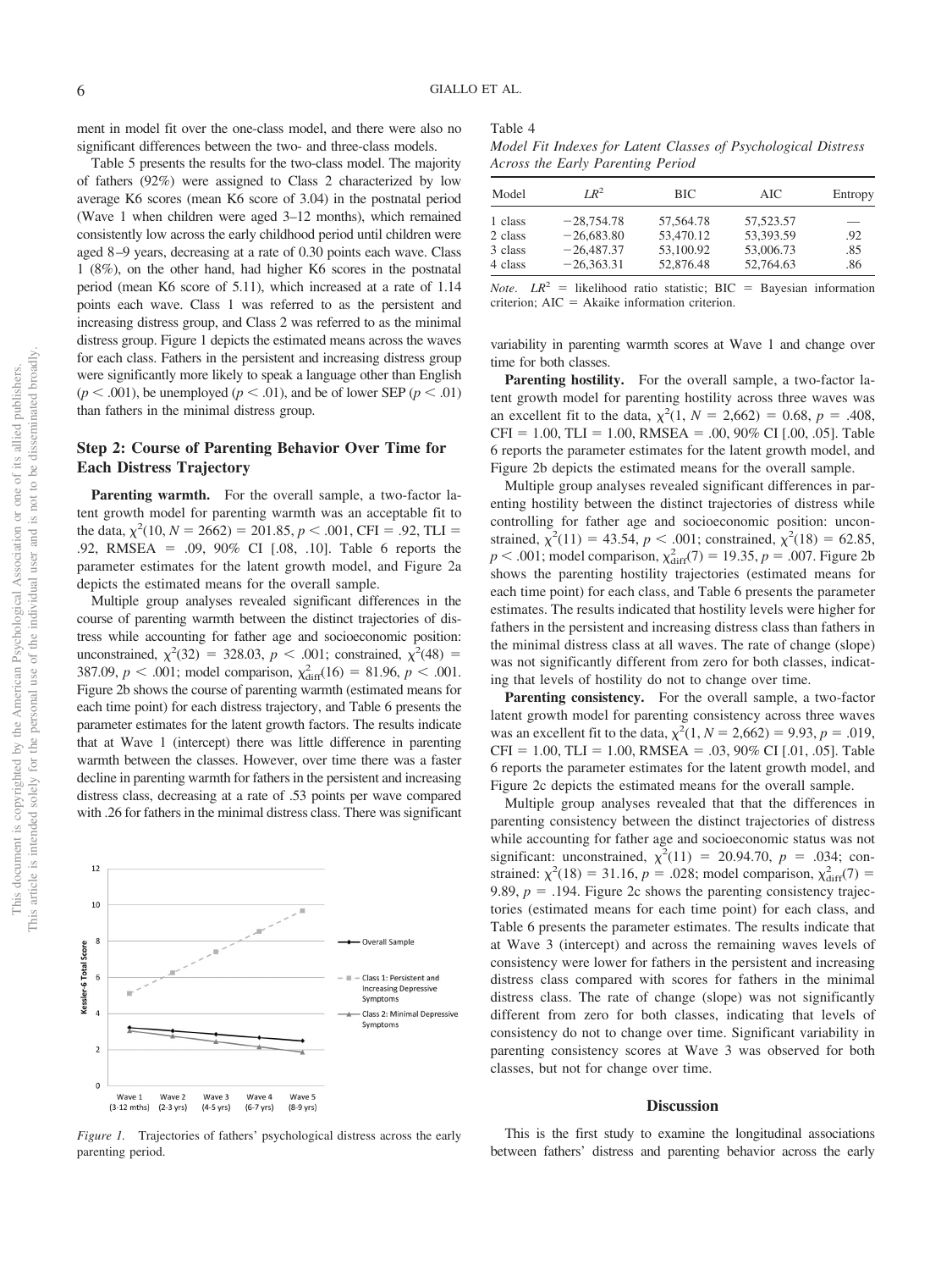ment in model fit over the one-class model, and there were also no significant differences between the two- and three-class models.

Table 5 presents the results for the two-class model. The majority of fathers (92%) were assigned to Class 2 characterized by low average K6 scores (mean K6 score of 3.04) in the postnatal period (Wave 1 when children were aged 3–12 months), which remained consistently low across the early childhood period until children were aged 8–9 years, decreasing at a rate of 0.30 points each wave. Class 1 (8%), on the other hand, had higher K6 scores in the postnatal period (mean K6 score of 5.11), which increased at a rate of 1.14 points each wave. Class 1 was referred to as the persistent and increasing distress group, and Class 2 was referred to as the minimal distress group. Figure 1 depicts the estimated means across the waves for each class. Fathers in the persistent and increasing distress group were significantly more likely to speak a language other than English ($p < .001$), be unemployed ($p < .01$), and be of lower SEP ($p < .01$) than fathers in the minimal distress group.

## Step 2: Course of Parenting Behavior Over Time for Each Distress Trajectory

**Parenting warmth.** For the overall sample, a two-factor latent growth model for parenting warmth was an acceptable fit to the data, $\chi^2(10, N = 2662) = 201.85$, $p < .001$, CFI $= .92$, TLI $= .92$, RMSEA $= .09$, 90% CI [.08, .10]. Table 6 reports the parameter estimates for the latent growth model, and Figure 2a depicts the estimated means for the overall sample.

Multiple group analyses revealed significant differences in the course of parenting warmth between the distinct trajectories of distress while accounting for father age and socioeconomic position: unconstrained, $\chi^2(32) = 328.03$, $p < .001$; constrained, $\chi^2(48) = 387.09$, $p < .001$; model comparison, $\chi^2_{\text{diff}}(16) = 81.96$, $p < .001$. Figure 2b shows the course of parenting warmth (estimated means for each time point) for each distress trajectory, and Table 6 presents the parameter estimates for the latent growth factors. The results indicate that at Wave 1 (intercept) there was little difference in parenting warmth between the classes. However, over time there was a faster decline in parenting warmth for fathers in the persistent and increasing distress class, decreasing at a rate of .53 points per wave compared with .26 for fathers in the minimal distress class. There was significant variability in parenting warmth scores at Wave 1 and change over time for both classes.

*Figure 1.* Trajectories of fathers' psychological distress across the early parenting period.

Table 4

*Model Fit Indexes for Latent Classes of Psychological Distress Across the Early Parenting Period*

| Model | $LR^2$ | BIC | AIC | Entropy |
|---|---|---|---|---|
| 1 class | −28,754.78 | 57,564.78 | 57,523.57 | — |
| 2 class | −26,683.80 | 53,470.12 | 53,393.59 | .92 |
| 3 class | −26,487.37 | 53,100.92 | 53,006.73 | .85 |
| 4 class | −26,363.31 | 52,876.48 | 52,764.63 | .86 |

*Note.* $LR^2$ = likelihood ratio statistic; BIC = Bayesian information criterion; AIC = Akaike information criterion.

**Parenting hostility.** For the overall sample, a two-factor latent growth model for parenting hostility across three waves was an excellent fit to the data, $\chi^2(1, N = 2,662) = 0.68$, $p = .408$, CFI $= 1.00$, TLI $= 1.00$, RMSEA $= .00$, 90% CI [.00, .05]. Table 6 reports the parameter estimates for the latent growth model, and Figure 2b depicts the estimated means for the overall sample.

Multiple group analyses revealed significant differences in parenting hostility between the distinct trajectories of distress while controlling for father age and socioeconomic position: unconstrained, $\chi^2(11) = 43.54$, $p < .001$; constrained, $\chi^2(18) = 62.85$, $p < .001$; model comparison, $\chi^2_{\text{diff}}(7) = 19.35$, $p = .007$. Figure 2b shows the parenting hostility trajectories (estimated means for each time point) for each class, and Table 6 presents the parameter estimates. The results indicated that hostility levels were higher for fathers in the persistent and increasing distress class than fathers in the minimal distress class at all waves. The rate of change (slope) was not significantly different from zero for both classes, indicating that levels of hostility do not to change over time.

**Parenting consistency.** For the overall sample, a two-factor latent growth model for parenting consistency across three waves was an excellent fit to the data, $\chi^2(1, N = 2,662) = 9.93$, $p = .019$, CFI $= 1.00$, TLI $= 1.00$, RMSEA $= .03$, 90% CI [.01, .05]. Table 6 reports the parameter estimates for the latent growth model, and Figure 2c depicts the estimated means for the overall sample.

Multiple group analyses revealed that that the differences in parenting consistency between the distinct trajectories of distress while accounting for father age and socioeconomic status was not significant: unconstrained, $\chi^2(11) = 20.94.70$, $p = .034$; constrained: $\chi^2(18) = 31.16$, $p = .028$; model comparison, $\chi^2_{\text{diff}}(7) = 9.89$, $p = .194$. Figure 2c shows the parenting consistency trajectories (estimated means for each time point) for each class, and Table 6 presents the parameter estimates. The results indicate that at Wave 3 (intercept) and across the remaining waves levels of consistency were lower for fathers in the persistent and increasing distress class compared with scores for fathers in the minimal distress class. The rate of change (slope) was not significantly different from zero for both classes, indicating that levels of consistency do not to change over time. Significant variability in parenting consistency scores at Wave 3 was observed for both classes, but not for change over time.

## Discussion

This is the first study to examine the longitudinal associations between fathers' distress and parenting behavior across the early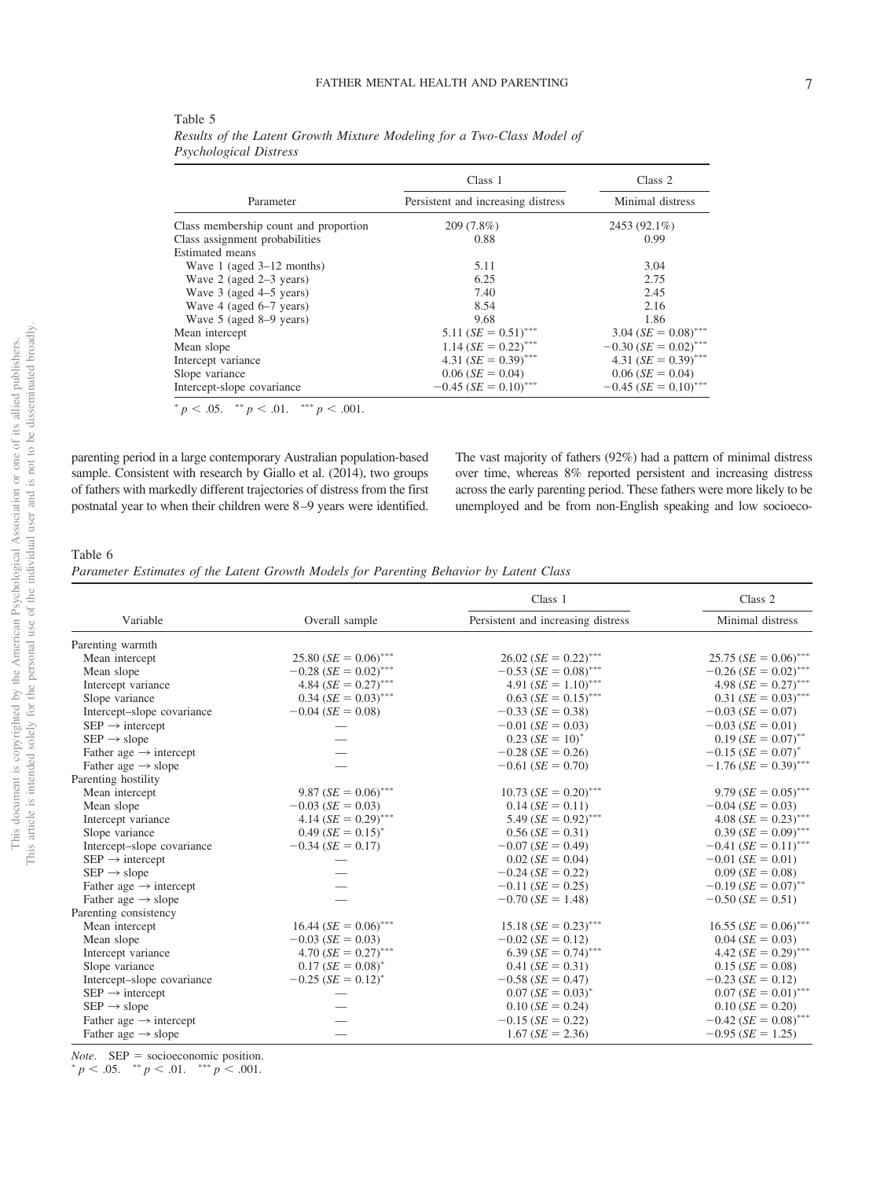Table 5
*Results of the Latent Growth Mixture Modeling for a Two-Class Model of Psychological Distress*

| Parameter | Class 1 | Class 2 |
|---|---|---|
| | Persistent and increasing distress | Minimal distress |
| Class membership count and proportion | 209 (7.8%) | 2453 (92.1%) |
| Class assignment probabilities | 0.88 | 0.99 |
| Estimated means | | |
| Wave 1 (aged 3–12 months) | 5.11 | 3.04 |
| Wave 2 (aged 2–3 years) | 6.25 | 2.75 |
| Wave 3 (aged 4–5 years) | 7.40 | 2.45 |
| Wave 4 (aged 6–7 years) | 8.54 | 2.16 |
| Wave 5 (aged 8–9 years) | 9.68 | 1.86 |
| Mean intercept | 5.11 ($SE$ = 0.51)*** | 3.04 ($SE$ = 0.08)*** |
| Mean slope | 1.14 ($SE$ = 0.22)*** | −0.30 ($SE$ = 0.02)*** |
| Intercept variance | 4.31 ($SE$ = 0.39)*** | 4.31 ($SE$ = 0.39)*** |
| Slope variance | 0.06 ($SE$ = 0.04) | 0.06 ($SE$ = 0.04) |
| Intercept-slope covariance | −0.45 ($SE$ = 0.10)*** | −0.45 ($SE$ = 0.10)*** |

* $p < .05$. ** $p < .01$. *** $p < .001$.

parenting period in a large contemporary Australian population-based sample. Consistent with research by Giallo et al. (2014), two groups of fathers with markedly different trajectories of distress from the first postnatal year to when their children were 8–9 years were identified. The vast majority of fathers (92%) had a pattern of minimal distress over time, whereas 8% reported persistent and increasing distress across the early parenting period. These fathers were more likely to be unemployed and be from non-English speaking and low socioeco-

Table 6
*Parameter Estimates of the Latent Growth Models for Parenting Behavior by Latent Class*

| Variable | Overall sample | Class 1 | Class 2 |
|---|---|---|---|
| | | Persistent and increasing distress | Minimal distress |
| Parenting warmth | | | |
| Mean intercept | 25.80 ($SE$ = 0.06)*** | 26.02 ($SE$ = 0.22)*** | 25.75 ($SE$ = 0.06)*** |
| Mean slope | −0.28 ($SE$ = 0.02)*** | −0.53 ($SE$ = 0.08)*** | −0.26 ($SE$ = 0.02)*** |
| Intercept variance | 4.84 ($SE$ = 0.27)*** | 4.91 ($SE$ = 1.10)*** | 4.98 ($SE$ = 0.27)*** |
| Slope variance | 0.34 ($SE$ = 0.03)*** | 0.63 ($SE$ = 0.15)*** | 0.31 ($SE$ = 0.03)*** |
| Intercept–slope covariance | −0.04 ($SE$ = 0.08) | −0.33 ($SE$ = 0.38) | −0.03 ($SE$ = 0.07) |
| SEP → intercept | — | −0.01 ($SE$ = 0.03) | −0.03 ($SE$ = 0.01) |
| SEP → slope | — | 0.23 ($SE$ = 10)* | 0.19 ($SE$ = 0.07)** |
| Father age → intercept | — | −0.28 ($SE$ = 0.26) | −0.15 ($SE$ = 0.07)* |
| Father age → slope | — | −0.61 ($SE$ = 0.70) | −1.76 ($SE$ = 0.39)*** |
| Parenting hostility | | | |
| Mean intercept | 9.87 ($SE$ = 0.06)*** | 10.73 ($SE$ = 0.20)*** | 9.79 ($SE$ = 0.05)*** |
| Mean slope | −0.03 ($SE$ = 0.03) | 0.14 ($SE$ = 0.11) | −0.04 ($SE$ = 0.03) |
| Intercept variance | 4.14 ($SE$ = 0.29)*** | 5.49 ($SE$ = 0.92)*** | 4.08 ($SE$ = 0.23)*** |
| Slope variance | 0.49 ($SE$ = 0.15)* | 0.56 ($SE$ = 0.31) | 0.39 ($SE$ = 0.09)*** |
| Intercept–slope covariance | −0.34 ($SE$ = 0.17) | −0.07 ($SE$ = 0.49) | −0.41 ($SE$ = 0.11)*** |
| SEP → intercept | — | 0.02 ($SE$ = 0.04) | −0.01 ($SE$ = 0.01) |
| SEP → slope | — | −0.24 ($SE$ = 0.22) | 0.09 ($SE$ = 0.08) |
| Father age → intercept | — | −0.11 ($SE$ = 0.25) | −0.19 ($SE$ = 0.07)** |
| Father age → slope | — | −0.70 ($SE$ = 1.48) | −0.50 ($SE$ = 0.51) |
| Parenting consistency | | | |
| Mean intercept | 16.44 ($SE$ = 0.06)*** | 15.18 ($SE$ = 0.23)*** | 16.55 ($SE$ = 0.06)*** |
| Mean slope | −0.03 ($SE$ = 0.03) | −0.02 ($SE$ = 0.12) | 0.04 ($SE$ = 0.03) |
| Intercept variance | 4.70 ($SE$ = 0.27)*** | 6.39 ($SE$ = 0.74)*** | 4.42 ($SE$ = 0.29)*** |
| Slope variance | 0.17 ($SE$ = 0.08)* | 0.41 ($SE$ = 0.31) | 0.15 ($SE$ = 0.08) |
| Intercept–slope covariance | −0.25 ($SE$ = 0.12)* | −0.58 ($SE$ = 0.47) | −0.23 ($SE$ = 0.12) |
| SEP → intercept | — | 0.07 ($SE$ = 0.03)* | 0.07 ($SE$ = 0.01)*** |
| SEP → slope | — | 0.10 ($SE$ = 0.24) | 0.10 ($SE$ = 0.20) |
| Father age → intercept | — | −0.15 ($SE$ = 0.22) | −0.42 ($SE$ = 0.08)*** |
| Father age → slope | — | 1.67 ($SE$ = 2.36) | −0.95 ($SE$ = 1.25) |

*Note*. SEP = socioeconomic position.
* $p < .05$. ** $p < .01$. *** $p < .001$.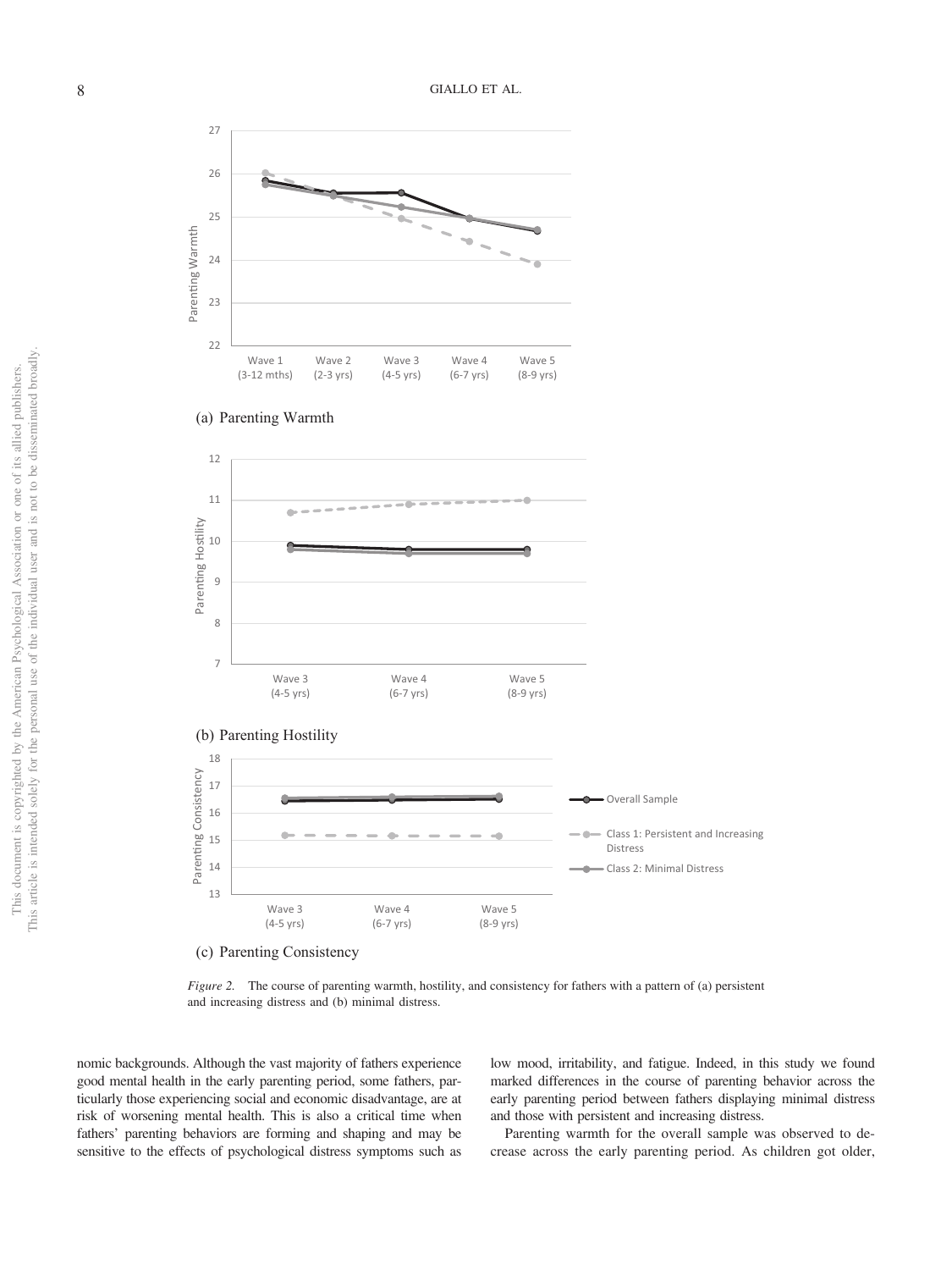(a) Parenting Warmth

(b) Parenting Hostility

(c) Parenting Consistency

*Figure 2.* The course of parenting warmth, hostility, and consistency for fathers with a pattern of (a) persistent and increasing distress and (b) minimal distress.

nomic backgrounds. Although the vast majority of fathers experience good mental health in the early parenting period, some fathers, particularly those experiencing social and economic disadvantage, are at risk of worsening mental health. This is also a critical time when fathers' parenting behaviors are forming and shaping and may be sensitive to the effects of psychological distress symptoms such as low mood, irritability, and fatigue. Indeed, in this study we found marked differences in the course of parenting behavior across the early parenting period between fathers displaying minimal distress and those with persistent and increasing distress.

Parenting warmth for the overall sample was observed to decrease across the early parenting period. As children got older,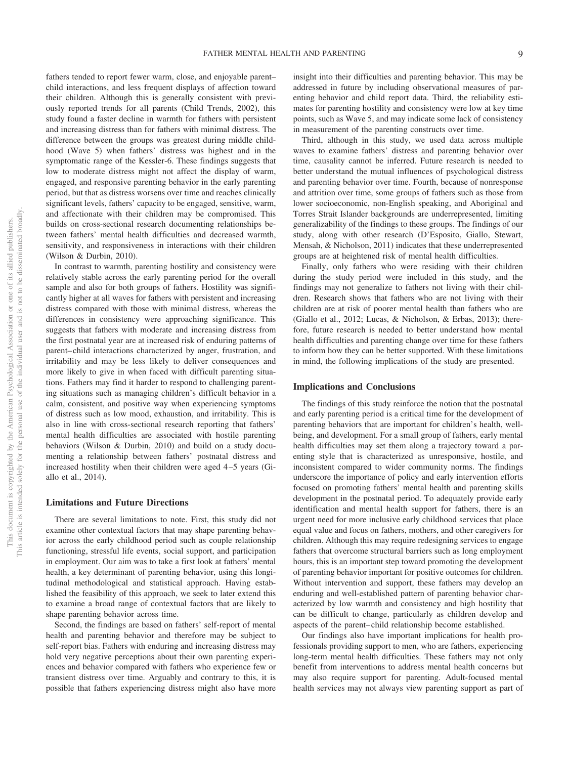fathers tended to report fewer warm, close, and enjoyable parent–child interactions, and less frequent displays of affection toward their children. Although this is generally consistent with previously reported trends for all parents (Child Trends, 2002), this study found a faster decline in warmth for fathers with persistent and increasing distress than for fathers with minimal distress. The difference between the groups was greatest during middle childhood (Wave 5) when fathers' distress was highest and in the symptomatic range of the Kessler-6. These findings suggests that low to moderate distress might not affect the display of warm, engaged, and responsive parenting behavior in the early parenting period, but that as distress worsens over time and reaches clinically significant levels, fathers' capacity to be engaged, sensitive, warm, and affectionate with their children may be compromised. This builds on cross-sectional research documenting relationships between fathers' mental health difficulties and decreased warmth, sensitivity, and responsiveness in interactions with their children (Wilson & Durbin, 2010).

In contrast to warmth, parenting hostility and consistency were relatively stable across the early parenting period for the overall sample and also for both groups of fathers. Hostility was significantly higher at all waves for fathers with persistent and increasing distress compared with those with minimal distress, whereas the differences in consistency were approaching significance. This suggests that fathers with moderate and increasing distress from the first postnatal year are at increased risk of enduring patterns of parent–child interactions characterized by anger, frustration, and irritability and may be less likely to deliver consequences and more likely to give in when faced with difficult parenting situations. Fathers may find it harder to respond to challenging parenting situations such as managing children's difficult behavior in a calm, consistent, and positive way when experiencing symptoms of distress such as low mood, exhaustion, and irritability. This is also in line with cross-sectional research reporting that fathers' mental health difficulties are associated with hostile parenting behaviors (Wilson & Durbin, 2010) and build on a study documenting a relationship between fathers' postnatal distress and increased hostility when their children were aged 4–5 years (Giallo et al., 2014).

## Limitations and Future Directions

There are several limitations to note. First, this study did not examine other contextual factors that may shape parenting behavior across the early childhood period such as couple relationship functioning, stressful life events, social support, and participation in employment. Our aim was to take a first look at fathers' mental health, a key determinant of parenting behavior, using this longitudinal methodological and statistical approach. Having established the feasibility of this approach, we seek to later extend this to examine a broad range of contextual factors that are likely to shape parenting behavior across time.

Second, the findings are based on fathers' self-report of mental health and parenting behavior and therefore may be subject to self-report bias. Fathers with enduring and increasing distress may hold very negative perceptions about their own parenting experiences and behavior compared with fathers who experience few or transient distress over time. Arguably and contrary to this, it is possible that fathers experiencing distress might also have more insight into their difficulties and parenting behavior. This may be addressed in future by including observational measures of parenting behavior and child report data. Third, the reliability estimates for parenting hostility and consistency were low at key time points, such as Wave 5, and may indicate some lack of consistency in measurement of the parenting constructs over time.

Third, although in this study, we used data across multiple waves to examine fathers' distress and parenting behavior over time, causality cannot be inferred. Future research is needed to better understand the mutual influences of psychological distress and parenting behavior over time. Fourth, because of nonresponse and attrition over time, some groups of fathers such as those from lower socioeconomic, non-English speaking, and Aboriginal and Torres Strait Islander backgrounds are underrepresented, limiting generalizability of the findings to these groups. The findings of our study, along with other research (D'Esposito, Giallo, Stewart, Mensah, & Nicholson, 2011) indicates that these underrepresented groups are at heightened risk of mental health difficulties.

Finally, only fathers who were residing with their children during the study period were included in this study, and the findings may not generalize to fathers not living with their children. Research shows that fathers who are not living with their children are at risk of poorer mental health than fathers who are (Giallo et al., 2012; Lucas, & Nicholson, & Erbas, 2013); therefore, future research is needed to better understand how mental health difficulties and parenting change over time for these fathers to inform how they can be better supported. With these limitations in mind, the following implications of the study are presented.

## Implications and Conclusions

The findings of this study reinforce the notion that the postnatal and early parenting period is a critical time for the development of parenting behaviors that are important for children's health, wellbeing, and development. For a small group of fathers, early mental health difficulties may set them along a trajectory toward a parenting style that is characterized as unresponsive, hostile, and inconsistent compared to wider community norms. The findings underscore the importance of policy and early intervention efforts focused on promoting fathers' mental health and parenting skills development in the postnatal period. To adequately provide early identification and mental health support for fathers, there is an urgent need for more inclusive early childhood services that place equal value and focus on fathers, mothers, and other caregivers for children. Although this may require redesigning services to engage fathers that overcome structural barriers such as long employment hours, this is an important step toward promoting the development of parenting behavior important for positive outcomes for children. Without intervention and support, these fathers may develop an enduring and well-established pattern of parenting behavior characterized by low warmth and consistency and high hostility that can be difficult to change, particularly as children develop and aspects of the parent–child relationship become established.

Our findings also have important implications for health professionals providing support to men, who are fathers, experiencing long-term mental health difficulties. These fathers may not only benefit from interventions to address mental health concerns but may also require support for parenting. Adult-focused mental health services may not always view parenting support as part of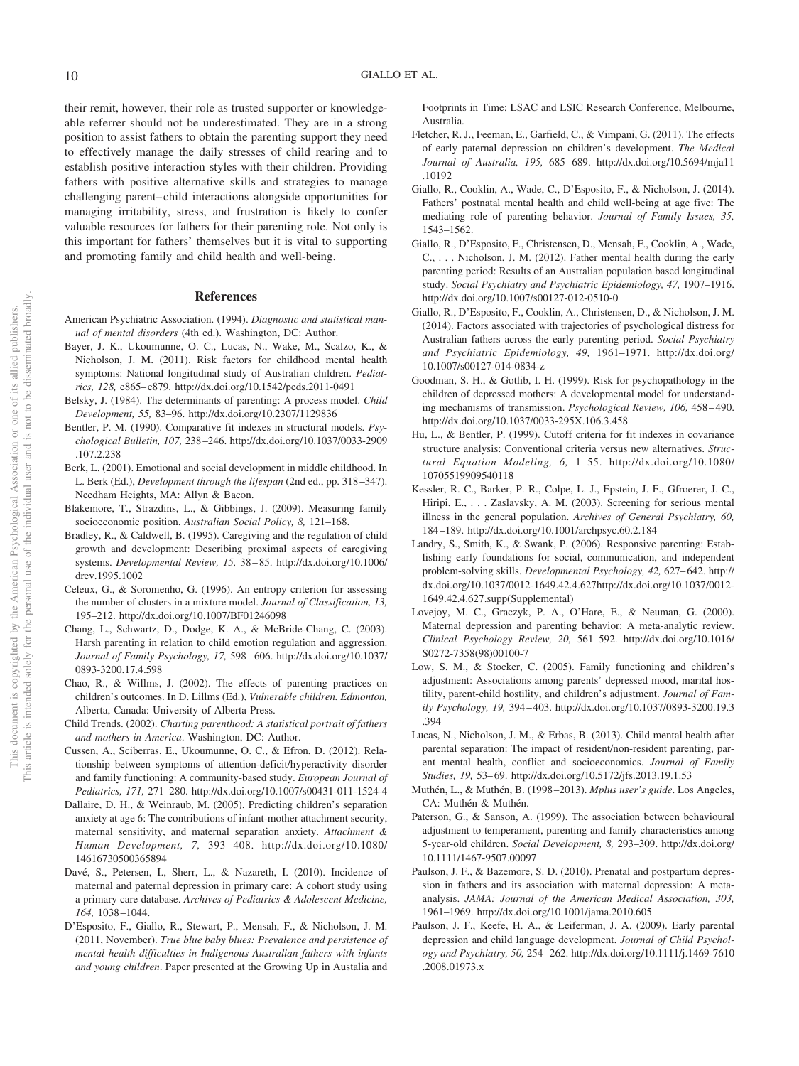their remit, however, their role as trusted supporter or knowledgeable referrer should not be underestimated. They are in a strong position to assist fathers to obtain the parenting support they need to effectively manage the daily stresses of child rearing and to establish positive interaction styles with their children. Providing fathers with positive alternative skills and strategies to manage challenging parent–child interactions alongside opportunities for managing irritability, stress, and frustration is likely to confer valuable resources for fathers for their parenting role. Not only is this important for fathers' themselves but it is vital to supporting and promoting family and child health and well-being.

## References

American Psychiatric Association. (1994). *Diagnostic and statistical manual of mental disorders* (4th ed.). Washington, DC: Author.

Bayer, J. K., Ukoumunne, O. C., Lucas, N., Wake, M., Scalzo, K., & Nicholson, J. M. (2011). Risk factors for childhood mental health symptoms: National longitudinal study of Australian children. *Pediatrics, 128,* e865–e879. http://dx.doi.org/10.1542/peds.2011-0491

Belsky, J. (1984). The determinants of parenting: A process model. *Child Development, 55,* 83–96. http://dx.doi.org/10.2307/1129836

Bentler, P. M. (1990). Comparative fit indexes in structural models. *Psychological Bulletin, 107,* 238–246. http://dx.doi.org/10.1037/0033-2909.107.2.238

Berk, L. (2001). Emotional and social development in middle childhood. In L. Berk (Ed.), *Development through the lifespan* (2nd ed., pp. 318–347). Needham Heights, MA: Allyn & Bacon.

Blakemore, T., Strazdins, L., & Gibbings, J. (2009). Measuring family socioeconomic position. *Australian Social Policy, 8,* 121–168.

Bradley, R., & Caldwell, B. (1995). Caregiving and the regulation of child growth and development: Describing proximal aspects of caregiving systems. *Developmental Review, 15,* 38–85. http://dx.doi.org/10.1006/drev.1995.1002

Celeux, G., & Soromenho, G. (1996). An entropy criterion for assessing the number of clusters in a mixture model. *Journal of Classification, 13,* 195–212. http://dx.doi.org/10.1007/BF01246098

Chang, L., Schwartz, D., Dodge, K. A., & McBride-Chang, C. (2003). Harsh parenting in relation to child emotion regulation and aggression. *Journal of Family Psychology, 17,* 598–606. http://dx.doi.org/10.1037/0893-3200.17.4.598

Chao, R., & Willms, J. (2002). The effects of parenting practices on children's outcomes. In D. Lillms (Ed.), *Vulnerable children. Edmonton,* Alberta, Canada: University of Alberta Press.

Child Trends. (2002). *Charting parenthood: A statistical portrait of fathers and mothers in America*. Washington, DC: Author.

Cussen, A., Sciberras, E., Ukoumunne, O. C., & Efron, D. (2012). Relationship between symptoms of attention-deficit/hyperactivity disorder and family functioning: A community-based study. *European Journal of Pediatrics, 171,* 271–280. http://dx.doi.org/10.1007/s00431-011-1524-4

Dallaire, D. H., & Weinraub, M. (2005). Predicting children's separation anxiety at age 6: The contributions of infant-mother attachment security, maternal sensitivity, and maternal separation anxiety. *Attachment & Human Development, 7,* 393–408. http://dx.doi.org/10.1080/14616730500365894

Davé, S., Petersen, I., Sherr, L., & Nazareth, I. (2010). Incidence of maternal and paternal depression in primary care: A cohort study using a primary care database. *Archives of Pediatrics & Adolescent Medicine, 164,* 1038–1044.

D'Esposito, F., Giallo, R., Stewart, P., Mensah, F., & Nicholson, J. M. (2011, November). *True blue baby blues: Prevalence and persistence of mental health difficulties in Indigenous Australian fathers with infants and young children*. Paper presented at the Growing Up in Austalia and Footprints in Time: LSAC and LSIC Research Conference, Melbourne, Australia.

Fletcher, R. J., Feeman, E., Garfield, C., & Vimpani, G. (2011). The effects of early paternal depression on children's development. *The Medical Journal of Australia, 195,* 685–689. http://dx.doi.org/10.5694/mja11.10192

Giallo, R., Cooklin, A., Wade, C., D'Esposito, F., & Nicholson, J. (2014). Fathers' postnatal mental health and child well-being at age five: The mediating role of parenting behavior. *Journal of Family Issues, 35,* 1543–1562.

Giallo, R., D'Esposito, F., Christensen, D., Mensah, F., Cooklin, A., Wade, C., . . . Nicholson, J. M. (2012). Father mental health during the early parenting period: Results of an Australian population based longitudinal study. *Social Psychiatry and Psychiatric Epidemiology, 47,* 1907–1916. http://dx.doi.org/10.1007/s00127-012-0510-0

Giallo, R., D'Esposito, F., Cooklin, A., Christensen, D., & Nicholson, J. M. (2014). Factors associated with trajectories of psychological distress for Australian fathers across the early parenting period. *Social Psychiatry and Psychiatric Epidemiology, 49,* 1961–1971. http://dx.doi.org/10.1007/s00127-014-0834-z

Goodman, S. H., & Gotlib, I. H. (1999). Risk for psychopathology in the children of depressed mothers: A developmental model for understanding mechanisms of transmission. *Psychological Review, 106,* 458–490. http://dx.doi.org/10.1037/0033-295X.106.3.458

Hu, L., & Bentler, P. (1999). Cutoff criteria for fit indexes in covariance structure analysis: Conventional criteria versus new alternatives. *Structural Equation Modeling, 6,* 1–55. http://dx.doi.org/10.1080/10705519909540118

Kessler, R. C., Barker, P. R., Colpe, L. J., Epstein, J. F., Gfroerer, J. C., Hiripi, E., . . . Zaslavsky, A. M. (2003). Screening for serious mental illness in the general population. *Archives of General Psychiatry, 60,* 184–189. http://dx.doi.org/10.1001/archpsyc.60.2.184

Landry, S., Smith, K., & Swank, P. (2006). Responsive parenting: Establishing early foundations for social, communication, and independent problem-solving skills. *Developmental Psychology, 42,* 627–642. http://dx.doi.org/10.1037/0012-1649.42.4.627http://dx.doi.org/10.1037/0012-1649.42.4.627.supp(Supplemental)

Lovejoy, M. C., Graczyk, P. A., O'Hare, E., & Neuman, G. (2000). Maternal depression and parenting behavior: A meta-analytic review. *Clinical Psychology Review, 20,* 561–592. http://dx.doi.org/10.1016/S0272-7358(98)00100-7

Low, S. M., & Stocker, C. (2005). Family functioning and children's adjustment: Associations among parents' depressed mood, marital hostility, parent-child hostility, and children's adjustment. *Journal of Family Psychology, 19,* 394–403. http://dx.doi.org/10.1037/0893-3200.19.3.394

Lucas, N., Nicholson, J. M., & Erbas, B. (2013). Child mental health after parental separation: The impact of resident/non-resident parenting, parent mental health, conflict and socioeconomics. *Journal of Family Studies, 19,* 53–69. http://dx.doi.org/10.5172/jfs.2013.19.1.53

Muthén, L., & Muthén, B. (1998–2013). *Mplus user's guide*. Los Angeles, CA: Muthén & Muthén.

Paterson, G., & Sanson, A. (1999). The association between behavioural adjustment to temperament, parenting and family characteristics among 5-year-old children. *Social Development, 8,* 293–309. http://dx.doi.org/10.1111/1467-9507.00097

Paulson, J. F., & Bazemore, S. D. (2010). Prenatal and postpartum depression in fathers and its association with maternal depression: A meta-analysis. *JAMA: Journal of the American Medical Association, 303,* 1961–1969. http://dx.doi.org/10.1001/jama.2010.605

Paulson, J. F., Keefe, H. A., & Leiferman, J. A. (2009). Early parental depression and child language development. *Journal of Child Psychology and Psychiatry, 50,* 254–262. http://dx.doi.org/10.1111/j.1469-7610.2008.01973.x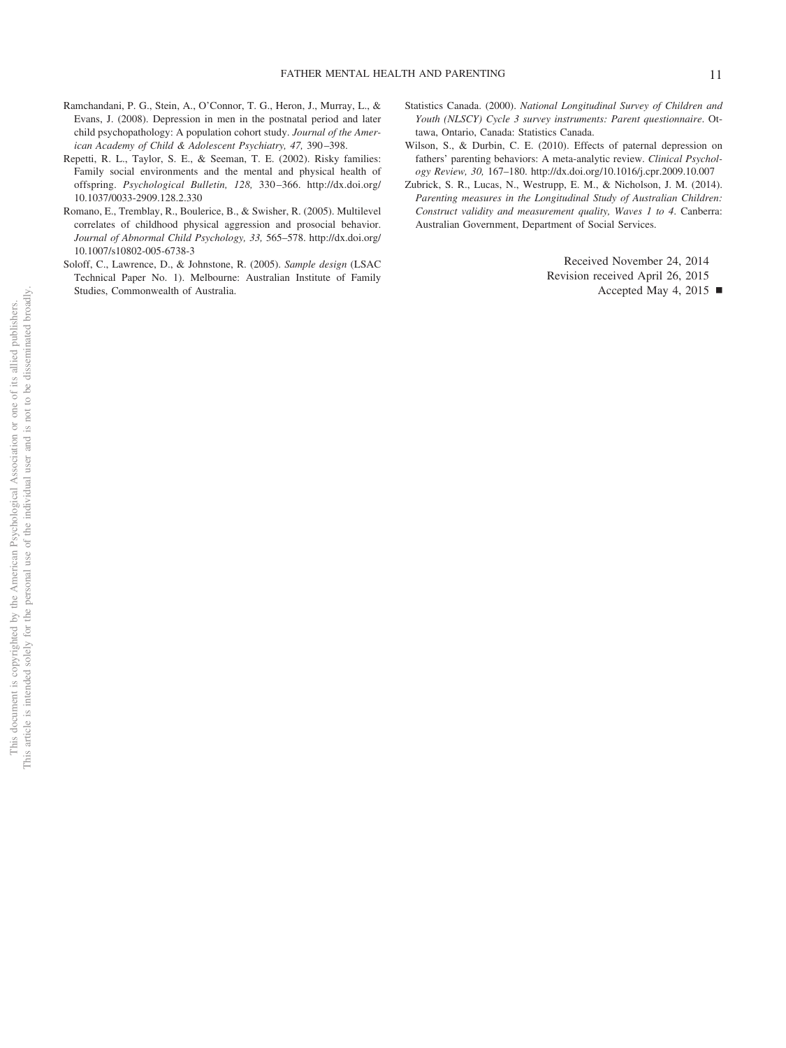Ramchandani, P. G., Stein, A., O'Connor, T. G., Heron, J., Murray, L., & Evans, J. (2008). Depression in men in the postnatal period and later child psychopathology: A population cohort study. *Journal of the American Academy of Child & Adolescent Psychiatry, 47,* 390–398.

Repetti, R. L., Taylor, S. E., & Seeman, T. E. (2002). Risky families: Family social environments and the mental and physical health of offspring. *Psychological Bulletin, 128,* 330–366. http://dx.doi.org/10.1037/0033-2909.128.2.330

Romano, E., Tremblay, R., Boulerice, B., & Swisher, R. (2005). Multilevel correlates of childhood physical aggression and prosocial behavior. *Journal of Abnormal Child Psychology, 33,* 565–578. http://dx.doi.org/10.1007/s10802-005-6738-3

Soloff, C., Lawrence, D., & Johnstone, R. (2005). *Sample design* (LSAC Technical Paper No. 1). Melbourne: Australian Institute of Family Studies, Commonwealth of Australia.

Statistics Canada. (2000). *National Longitudinal Survey of Children and Youth (NLSCY) Cycle 3 survey instruments: Parent questionnaire*. Ottawa, Ontario, Canada: Statistics Canada.

Wilson, S., & Durbin, C. E. (2010). Effects of paternal depression on fathers' parenting behaviors: A meta-analytic review. *Clinical Psychology Review, 30,* 167–180. http://dx.doi.org/10.1016/j.cpr.2009.10.007

Zubrick, S. R., Lucas, N., Westrupp, E. M., & Nicholson, J. M. (2014). *Parenting measures in the Longitudinal Study of Australian Children: Construct validity and measurement quality, Waves 1 to 4*. Canberra: Australian Government, Department of Social Services.

Received November 24, 2014
Revision received April 26, 2015
Accepted May 4, 2015 ■